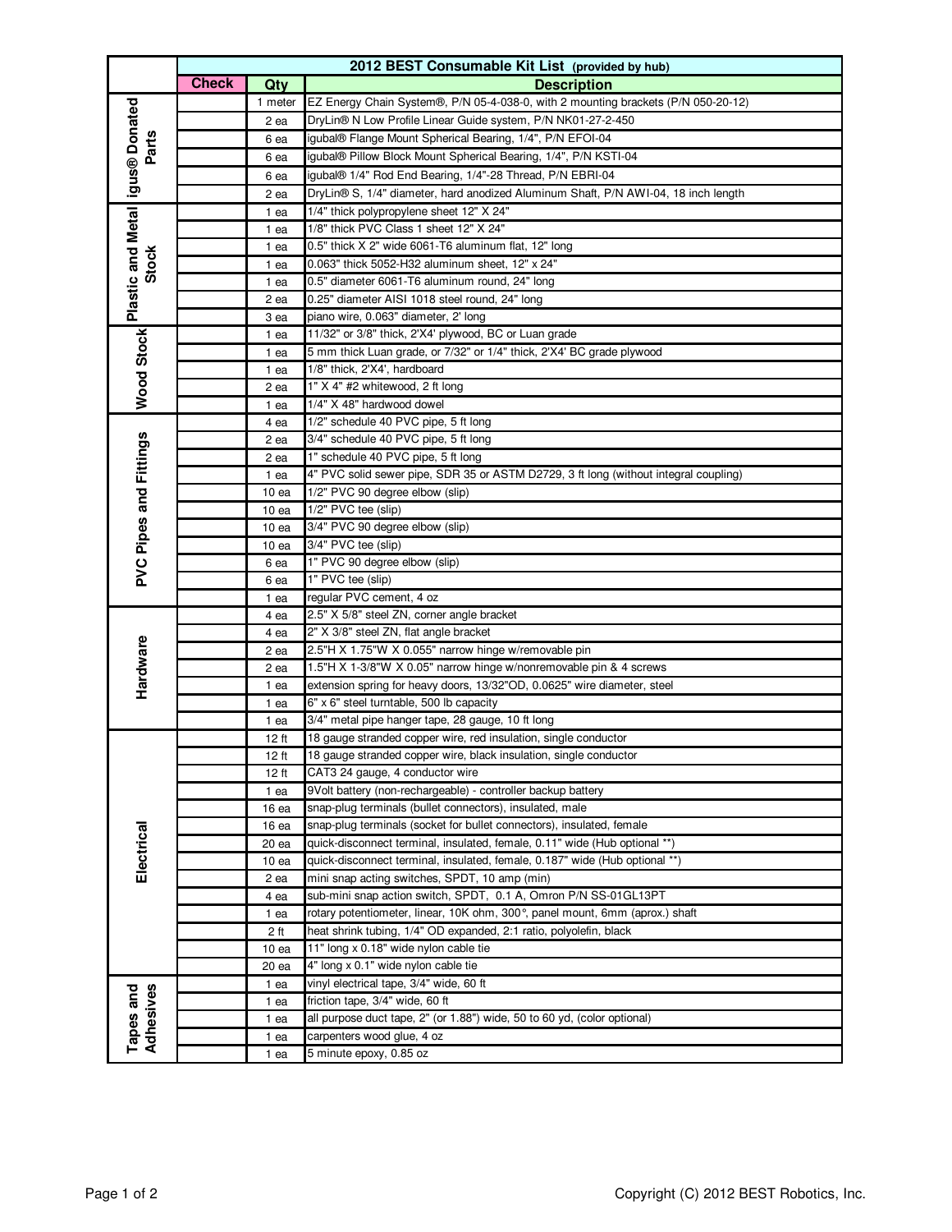| | 2012 BEST Consumable Kit List (provided by hub) | | |
|---|---|---|---|
| | **Check** | **Qty** | **Description** |
| igus® Donated Parts | | 1 meter | EZ Energy Chain System®, P/N 05-4-038-0, with 2 mounting brackets (P/N 050-20-12) |
| | | 2 ea | DryLin® N Low Profile Linear Guide system, P/N NK01-27-2-450 |
| | | 6 ea | igubal® Flange Mount Spherical Bearing, 1/4", P/N EFOI-04 |
| | | 6 ea | igubal® Pillow Block Mount Spherical Bearing, 1/4", P/N KSTI-04 |
| | | 6 ea | igubal® 1/4" Rod End Bearing, 1/4"-28 Thread, P/N EBRI-04 |
| | | 2 ea | DryLin® S, 1/4" diameter, hard anodized Aluminum Shaft, P/N AWI-04, 18 inch length |
| Plastic and Metal Stock | | 1 ea | 1/4" thick polypropylene sheet 12" X 24" |
| | | 1 ea | 1/8" thick PVC Class 1 sheet 12" X 24" |
| | | 1 ea | 0.5" thick X 2" wide 6061-T6 aluminum flat, 12" long |
| | | 1 ea | 0.063" thick 5052-H32 aluminum sheet, 12" x 24" |
| | | 1 ea | 0.5" diameter 6061-T6 aluminum round, 24" long |
| | | 2 ea | 0.25" diameter AISI 1018 steel round, 24" long |
| | | 3 ea | piano wire, 0.063" diameter, 2' long |
| Wood Stock | | 1 ea | 11/32" or 3/8" thick, 2'X4' plywood, BC or Luan grade |
| | | 1 ea | 5 mm thick Luan grade, or 7/32" or 1/4" thick, 2'X4' BC grade plywood |
| | | 1 ea | 1/8" thick, 2'X4', hardboard |
| | | 2 ea | 1" X 4" #2 whitewood, 2 ft long |
| | | 1 ea | 1/4" X 48" hardwood dowel |
| PVC Pipes and Fittings | | 4 ea | 1/2" schedule 40 PVC pipe, 5 ft long |
| | | 2 ea | 3/4" schedule 40 PVC pipe, 5 ft long |
| | | 2 ea | 1" schedule 40 PVC pipe, 5 ft long |
| | | 1 ea | 4" PVC solid sewer pipe, SDR 35 or ASTM D2729, 3 ft long (without integral coupling) |
| | | 10 ea | 1/2" PVC 90 degree elbow (slip) |
| | | 10 ea | 1/2" PVC tee (slip) |
| | | 10 ea | 3/4" PVC 90 degree elbow (slip) |
| | | 10 ea | 3/4" PVC tee (slip) |
| | | 6 ea | 1" PVC 90 degree elbow (slip) |
| | | 6 ea | 1" PVC tee (slip) |
| | | 1 ea | regular PVC cement, 4 oz |
| Hardware | | 4 ea | 2.5" X 5/8" steel ZN, corner angle bracket |
| | | 4 ea | 2" X 3/8" steel ZN, flat angle bracket |
| | | 2 ea | 2.5"H X 1.75"W X 0.055" narrow hinge w/removable pin |
| | | 2 ea | 1.5"H X 1-3/8"W X 0.05" narrow hinge w/nonremovable pin & 4 screws |
| | | 1 ea | extension spring for heavy doors, 13/32"OD, 0.0625" wire diameter, steel |
| | | 1 ea | 6" x 6" steel turntable, 500 lb capacity |
| | | 1 ea | 3/4" metal pipe hanger tape, 28 gauge, 10 ft long |
| Electrical | | 12 ft | 18 gauge stranded copper wire, red insulation, single conductor |
| | | 12 ft | 18 gauge stranded copper wire, black insulation, single conductor |
| | | 12 ft | CAT3 24 gauge, 4 conductor wire |
| | | 1 ea | 9Volt battery (non-rechargeable) - controller backup battery |
| | | 16 ea | snap-plug terminals (bullet connectors), insulated, male |
| | | 16 ea | snap-plug terminals (socket for bullet connectors), insulated, female |
| | | 20 ea | quick-disconnect terminal, insulated, female, 0.11" wide (Hub optional **) |
| | | 10 ea | quick-disconnect terminal, insulated, female, 0.187" wide (Hub optional **) |
| | | 2 ea | mini snap acting switches, SPDT, 10 amp (min) |
| | | 4 ea | sub-mini snap action switch, SPDT, 0.1 A, Omron P/N SS-01GL13PT |
| | | 1 ea | rotary potentiometer, linear, 10K ohm, 300°, panel mount, 6mm (aprox.) shaft |
| | | 2 ft | heat shrink tubing, 1/4" OD expanded, 2:1 ratio, polyolefin, black |
| | | 10 ea | 11" long x 0.18" wide nylon cable tie |
| | | 20 ea | 4" long x 0.1" wide nylon cable tie |
| Tapes and Adhesives | | 1 ea | vinyl electrical tape, 3/4" wide, 60 ft |
| | | 1 ea | friction tape, 3/4" wide, 60 ft |
| | | 1 ea | all purpose duct tape, 2" (or 1.88") wide, 50 to 60 yd, (color optional) |
| | | 1 ea | carpenters wood glue, 4 oz |
| | | 1 ea | 5 minute epoxy, 0.85 oz |

Copyright (C) 2012 BEST Robotics, Inc.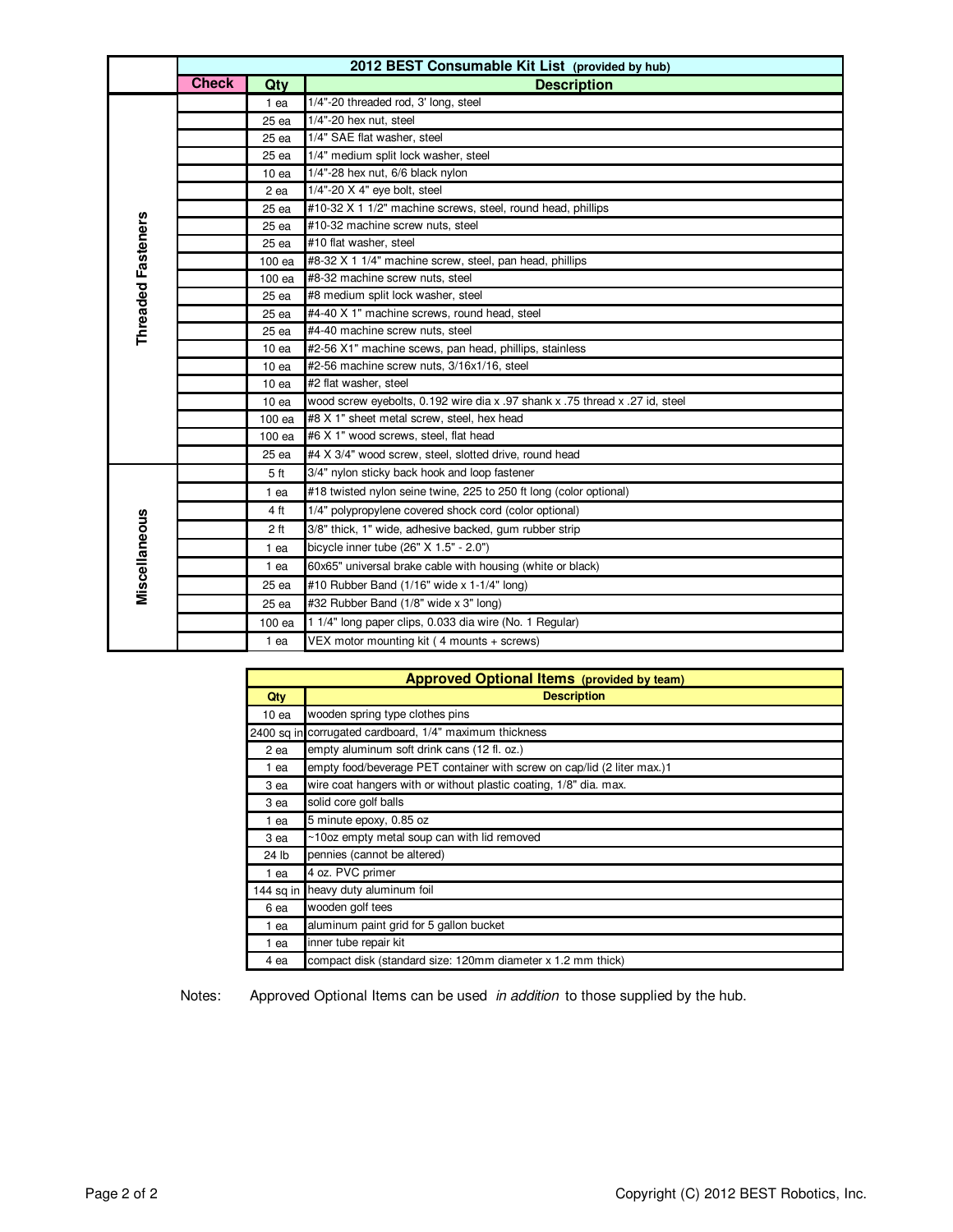| | 2012 BEST Consumable Kit List (provided by hub) | | |
|---|---|---|---|
| | Check | Qty | Description |
| Threaded Fasteners | | 1 ea | 1/4"-20 threaded rod, 3' long, steel |
| | | 25 ea | 1/4"-20 hex nut, steel |
| | | 25 ea | 1/4" SAE flat washer, steel |
| | | 25 ea | 1/4" medium split lock washer, steel |
| | | 10 ea | 1/4"-28 hex nut, 6/6 black nylon |
| | | 2 ea | 1/4"-20 X 4" eye bolt, steel |
| | | 25 ea | #10-32 X 1 1/2" machine screws, steel, round head, phillips |
| | | 25 ea | #10-32 machine screw nuts, steel |
| | | 25 ea | #10 flat washer, steel |
| | | 100 ea | #8-32 X 1 1/4" machine screw, steel, pan head, phillips |
| | | 100 ea | #8-32 machine screw nuts, steel |
| | | 25 ea | #8 medium split lock washer, steel |
| | | 25 ea | #4-40 X 1" machine screws, round head, steel |
| | | 25 ea | #4-40 machine screw nuts, steel |
| | | 10 ea | #2-56 X1" machine scews, pan head, phillips, stainless |
| | | 10 ea | #2-56 machine screw nuts, 3/16x1/16, steel |
| | | 10 ea | #2 flat washer, steel |
| | | 10 ea | wood screw eyebolts, 0.192 wire dia x .97 shank x .75 thread x .27 id, steel |
| | | 100 ea | #8 X 1" sheet metal screw, steel, hex head |
| | | 100 ea | #6 X 1" wood screws, steel, flat head |
| | | 25 ea | #4 X 3/4" wood screw, steel, slotted drive, round head |
| Miscellaneous | | 5 ft | 3/4" nylon sticky back hook and loop fastener |
| | | 1 ea | #18 twisted nylon seine twine, 225 to 250 ft long (color optional) |
| | | 4 ft | 1/4" polypropylene covered shock cord (color optional) |
| | | 2 ft | 3/8" thick, 1" wide, adhesive backed, gum rubber strip |
| | | 1 ea | bicycle inner tube (26" X 1.5" - 2.0") |
| | | 1 ea | 60x65" universal brake cable with housing (white or black) |
| | | 25 ea | #10 Rubber Band (1/16" wide x 1-1/4" long) |
| | | 25 ea | #32 Rubber Band (1/8" wide x 3" long) |
| | | 100 ea | 1 1/4" long paper clips, 0.033 dia wire (No. 1 Regular) |
| | | 1 ea | VEX motor mounting kit ( 4 mounts + screws) |

| Approved Optional Items (provided by team) | |
|---|---|
| Qty | Description |
| 10 ea | wooden spring type clothes pins |
| 2400 sq in | corrugated cardboard, 1/4" maximum thickness |
| 2 ea | empty aluminum soft drink cans (12 fl. oz.) |
| 1 ea | empty food/beverage PET container with screw on cap/lid (2 liter max.)1 |
| 3 ea | wire coat hangers with or without plastic coating, 1/8" dia. max. |
| 3 ea | solid core golf balls |
| 1 ea | 5 minute epoxy, 0.85 oz |
| 3 ea | ~10oz empty metal soup can with lid removed |
| 24 lb | pennies (cannot be altered) |
| 1 ea | 4 oz. PVC primer |
| 144 sq in | heavy duty aluminum foil |
| 6 ea | wooden golf tees |
| 1 ea | aluminum paint grid for 5 gallon bucket |
| 1 ea | inner tube repair kit |
| 4 ea | compact disk (standard size: 120mm diameter x 1.2 mm thick) |

Notes: Approved Optional Items can be used *in addition* to those supplied by the hub.

Copyright (C) 2012 BEST Robotics, Inc.